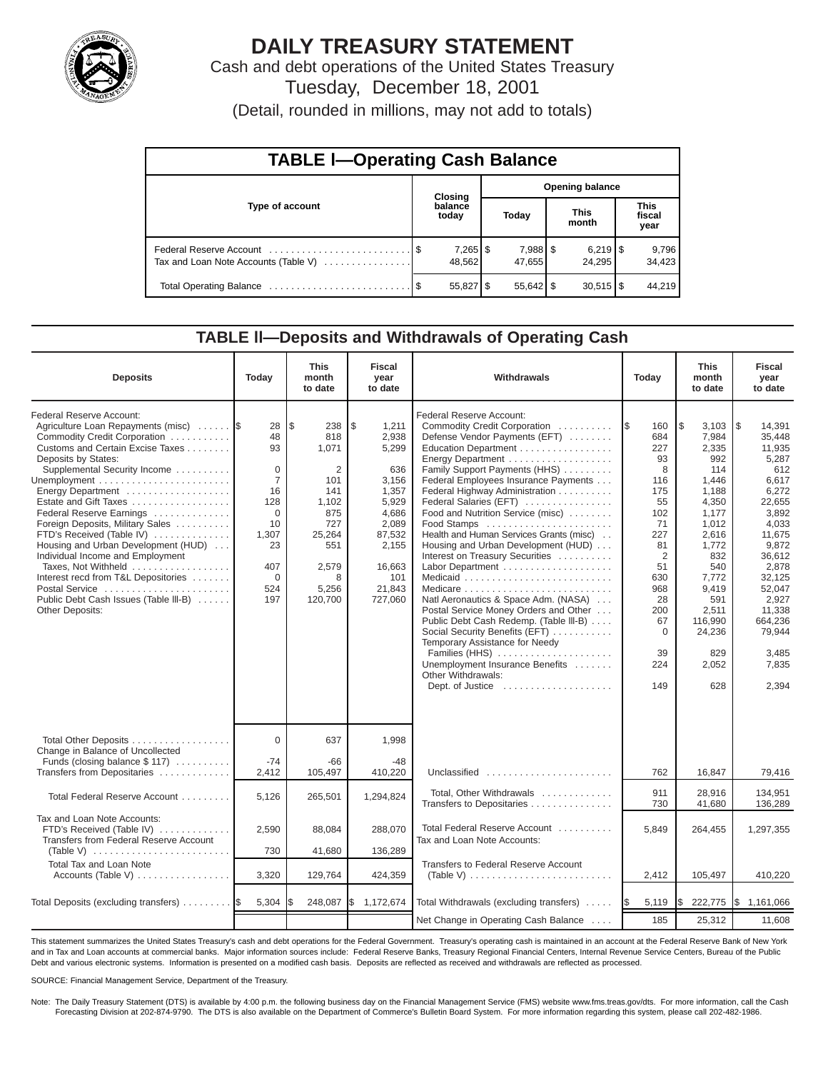# DAILY TREASURY STATEMENT

Cash and debt operations of the United States Treasury

Tuesday, December 18, 2001

(Detail, rounded in millions, may not add to totals)

## TABLE I—Operating Cash Balance

| Type of account | Closing balance today | Opening balance Today | Opening balance This month | Opening balance This fiscal year |
|---|---|---|---|---|
| Federal Reserve Account | $ 7,265 | $ 7,988 | $ 6,219 | $ 9,796 |
| Tax and Loan Note Accounts (Table V) | 48,562 | 47,655 | 24,295 | 34,423 |
| Total Operating Balance | $ 55,827 | $ 55,642 | $ 30,515 | $ 44,219 |

## TABLE II—Deposits and Withdrawals of Operating Cash

| Deposits | Today | This month to date | Fiscal year to date | Withdrawals | Today | This month to date | Fiscal year to date |
|---|---|---|---|---|---|---|---|
| Federal Reserve Account: | | | | Federal Reserve Account: | | | |
| Agriculture Loan Repayments (misc) | $ 28 | $ 238 | $ 1,211 | Commodity Credit Corporation | $ 160 | $ 3,103 | $ 14,391 |
| Commodity Credit Corporation | 48 | 818 | 2,938 | Defense Vendor Payments (EFT) | 684 | 7,984 | 35,448 |
| Customs and Certain Excise Taxes | 93 | 1,071 | 5,299 | Education Department | 227 | 2,335 | 11,935 |
| Deposits by States: | | | | Energy Department | 93 | 992 | 5,287 |
| Supplemental Security Income | 0 | 2 | 636 | Family Support Payments (HHS) | 8 | 114 | 612 |
| Unemployment | 7 | 101 | 3,156 | Federal Employees Insurance Payments | 116 | 1,446 | 6,617 |
| Energy Department | 16 | 141 | 1,357 | Federal Highway Administration | 175 | 1,188 | 6,272 |
| Estate and Gift Taxes | 128 | 1,102 | 5,929 | Federal Salaries (EFT) | 55 | 4,350 | 22,655 |
| Federal Reserve Earnings | 0 | 875 | 4,686 | Food and Nutrition Service (misc) | 102 | 1,177 | 3,892 |
| Foreign Deposits, Military Sales | 10 | 727 | 2,089 | Food Stamps | 71 | 1,012 | 4,033 |
| FTD's Received (Table IV) | 1,307 | 25,264 | 87,532 | Health and Human Services Grants (misc) | 227 | 2,616 | 11,675 |
| Housing and Urban Development (HUD) | 23 | 551 | 2,155 | Housing and Urban Development (HUD) | 81 | 1,772 | 9,872 |
| Individual Income and Employment Taxes, Not Withheld | 407 | 2,579 | 16,663 | Interest on Treasury Securities | 2 | 832 | 36,612 |
| Interest recd from T&L Depositories | 0 | 8 | 101 | Labor Department | 51 | 540 | 2,878 |
| Postal Service | 524 | 5,256 | 21,843 | Medicaid | 630 | 7,772 | 32,125 |
| Public Debt Cash Issues (Table III-B) | 197 | 120,700 | 727,060 | Medicare | 968 | 9,419 | 52,047 |
| Other Deposits: | | | | Natl Aeronautics & Space Adm. (NASA) | 28 | 591 | 2,927 |
| | | | | Postal Service Money Orders and Other | 200 | 2,511 | 11,338 |
| | | | | Public Debt Cash Redemp. (Table III-B) | 67 | 116,990 | 664,236 |
| | | | | Social Security Benefits (EFT) | 0 | 24,236 | 79,944 |
| | | | | Temporary Assistance for Needy Families (HHS) | 39 | 829 | 3,485 |
| | | | | Unemployment Insurance Benefits | 224 | 2,052 | 7,835 |
| | | | | Other Withdrawals: | | | |
| | | | | Dept. of Justice | 149 | 628 | 2,394 |
| Total Other Deposits | 0 | 637 | 1,998 | | | | |
| Change in Balance of Uncollected Funds (closing balance $ 117) | -74 | -66 | -48 | | | | |
| Transfers from Depositaries | 2,412 | 105,497 | 410,220 | Unclassified | 762 | 16,847 | 79,416 |
| Total Federal Reserve Account | 5,126 | 265,501 | 1,294,824 | Total, Other Withdrawals | 911 | 28,916 | 134,951 |
| | | | | Transfers to Depositaries | 730 | 41,680 | 136,289 |
| Tax and Loan Note Accounts: | | | | | | | |
| FTD's Received (Table IV) | 2,590 | 88,084 | 288,070 | Total Federal Reserve Account | 5,849 | 264,455 | 1,297,355 |
| Transfers from Federal Reserve Account (Table V) | 730 | 41,680 | 136,289 | Tax and Loan Note Accounts: | | | |
| Total Tax and Loan Note Accounts (Table V) | 3,320 | 129,764 | 424,359 | Transfers to Federal Reserve Account (Table V) | 2,412 | 105,497 | 410,220 |
| Total Deposits (excluding transfers) | $ 5,304 | $ 248,087 | $ 1,172,674 | Total Withdrawals (excluding transfers) | $ 5,119 | $ 222,775 | $ 1,161,066 |
| | | | | Net Change in Operating Cash Balance | 185 | 25,312 | 11,608 |

This statement summarizes the United States Treasury's cash and debt operations for the Federal Government. Treasury's operating cash is maintained in an account at the Federal Reserve Bank of New York and in Tax and Loan accounts at commercial banks. Major information sources include: Federal Reserve Banks, Treasury Regional Financial Centers, Internal Revenue Service Centers, Bureau of the Public Debt and various electronic systems. Information is presented on a modified cash basis. Deposits are reflected as received and withdrawals are reflected as processed.

SOURCE: Financial Management Service, Department of the Treasury.

Note: The Daily Treasury Statement (DTS) is available by 4:00 p.m. the following business day on the Financial Management Service (FMS) website www.fms.treas.gov/dts. For more information, call the Cash Forecasting Division at 202-874-9790. The DTS is also available on the Department of Commerce's Bulletin Board System. For more information regarding this system, please call 202-482-1986.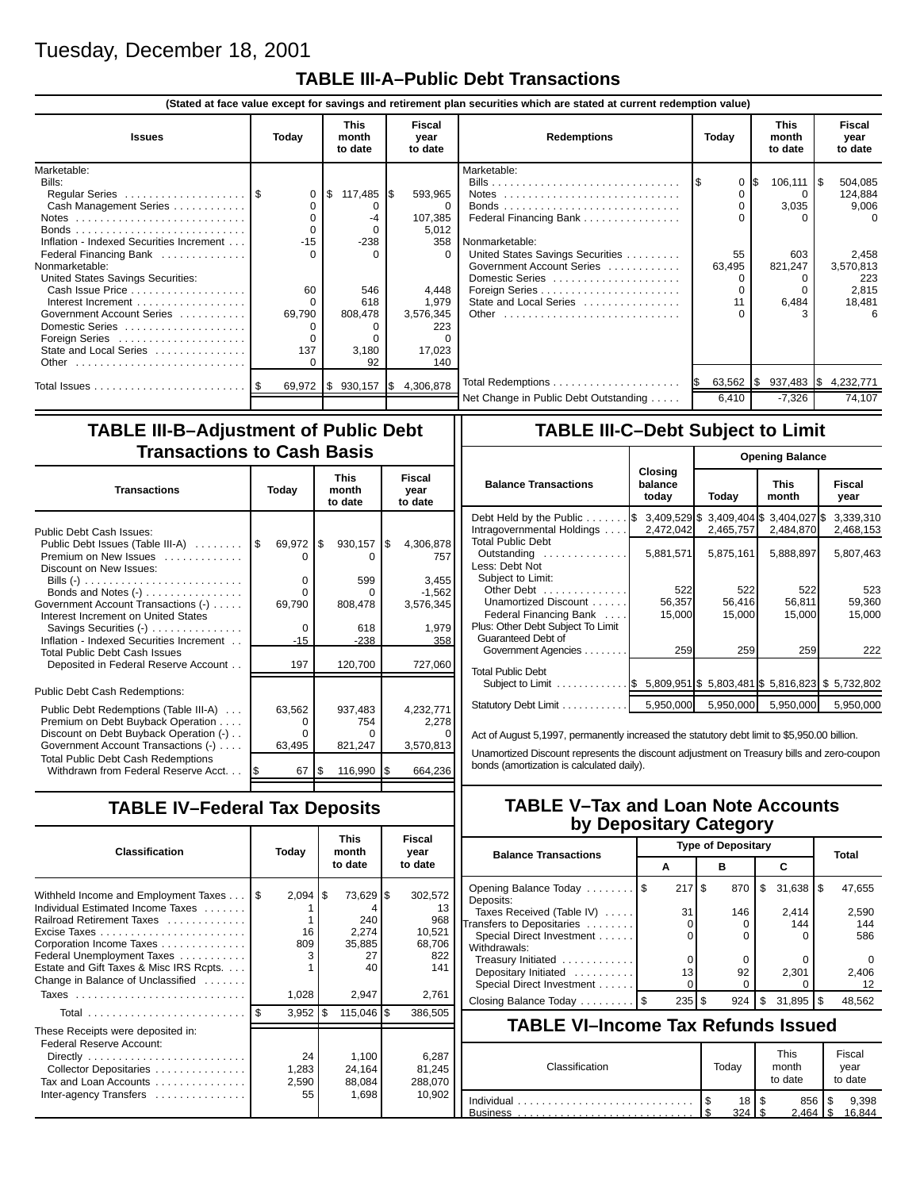Tuesday, December 18, 2001

## TABLE III-A–Public Debt Transactions

(Stated at face value except for savings and retirement plan securities which are stated at current redemption value)

| Issues | Today | This month to date | Fiscal year to date |
|---|---|---|---|
| Marketable: | | | |
| Bills: | | | |
| Regular Series | $ 0 | $ 117,485 | $ 593,965 |
| Cash Management Series | 0 | 0 | 0 |
| Notes | 0 | -4 | 107,385 |
| Bonds | 0 | 0 | 5,012 |
| Inflation - Indexed Securities Increment | -15 | -238 | 358 |
| Federal Financing Bank | 0 | 0 | 0 |
| Nonmarketable: | | | |
| United States Savings Securities: | | | |
| Cash Issue Price | 60 | 546 | 4,448 |
| Interest Increment | 0 | 618 | 1,979 |
| Government Account Series | 69,790 | 808,478 | 3,576,345 |
| Domestic Series | 0 | 0 | 223 |
| Foreign Series | 0 | 0 | 0 |
| State and Local Series | 137 | 3,180 | 17,023 |
| Other | 0 | 92 | 140 |
| Total Issues | $ 69,972 | $ 930,157 | $ 4,306,878 |

| Redemptions | Today | This month to date | Fiscal year to date |
|---|---|---|---|
| Marketable: | | | |
| Bills | $ 0 | $ 106,111 | $ 504,085 |
| Notes | 0 | 0 | 124,884 |
| Bonds | 0 | 3,035 | 9,006 |
| Federal Financing Bank | 0 | 0 | 0 |
| Nonmarketable: | | | |
| United States Savings Securities | 55 | 603 | 2,458 |
| Government Account Series | 63,495 | 821,247 | 3,570,813 |
| Domestic Series | 0 | 0 | 223 |
| Foreign Series | 0 | 0 | 2,815 |
| State and Local Series | 11 | 6,484 | 18,481 |
| Other | 0 | 3 | 6 |
| Total Redemptions | $ 63,562 | $ 937,483 | $ 4,232,771 |
| Net Change in Public Debt Outstanding | 6,410 | -7,326 | 74,107 |

## TABLE III-B–Adjustment of Public Debt Transactions to Cash Basis

| Transactions | Today | This month to date | Fiscal year to date |
|---|---|---|---|
| Public Debt Cash Issues: | | | |
| Public Debt Issues (Table III-A) | $ 69,972 | $ 930,157 | $ 4,306,878 |
| Premium on New Issues | 0 | 0 | 757 |
| Discount on New Issues: | | | |
| Bills (-) | 0 | 599 | 3,455 |
| Bonds and Notes (-) | 0 | 0 | -1,562 |
| Government Account Transactions (-) | 69,790 | 808,478 | 3,576,345 |
| Interest Increment on United States Savings Securities (-) | 0 | 618 | 1,979 |
| Inflation - Indexed Securities Increment | -15 | -238 | 358 |
| Total Public Debt Cash Issues Deposited in Federal Reserve Account | 197 | 120,700 | 727,060 |
| Public Debt Cash Redemptions: | | | |
| Public Debt Redemptions (Table III-A) | 63,562 | 937,483 | 4,232,771 |
| Premium on Debt Buyback Operation | 0 | 754 | 2,278 |
| Discount on Debt Buyback Operation (-) | 0 | 0 | 0 |
| Government Account Transactions (-) | 63,495 | 821,247 | 3,570,813 |
| Total Public Debt Cash Redemptions Withdrawn from Federal Reserve Acct. | $ 67 | $ 116,990 | $ 664,236 |

## TABLE III-C–Debt Subject to Limit

| Balance Transactions | Closing balance today | Opening Balance Today | Opening Balance This month | Opening Balance Fiscal year |
|---|---|---|---|---|
| Debt Held by the Public | $ 3,409,529 | $ 3,409,404 | $ 3,404,027 | $ 3,339,310 |
| Intragovernmental Holdings | 2,472,042 | 2,465,757 | 2,484,870 | 2,468,153 |
| Total Public Debt Outstanding | 5,881,571 | 5,875,161 | 5,888,897 | 5,807,463 |
| Less: Debt Not Subject to Limit: | | | | |
| Other Debt | 522 | 522 | 522 | 523 |
| Unamortized Discount | 56,357 | 56,416 | 56,811 | 59,360 |
| Federal Financing Bank | 15,000 | 15,000 | 15,000 | 15,000 |
| Plus: Other Debt Subject to Limit Guaranteed Debt of Government Agencies | 259 | 259 | 259 | 222 |
| Total Public Debt Subject to Limit | $ 5,809,951 | $ 5,803,481 | $ 5,816,823 | $ 5,732,802 |
| Statutory Debt Limit | 5,950,000 | 5,950,000 | 5,950,000 | 5,950,000 |

Act of August 5,1997, permanently increased the statutory debt limit to $5,950.00 billion.

Unamortized Discount represents the discount adjustment on Treasury bills and zero-coupon bonds (amortization is calculated daily).

## TABLE IV–Federal Tax Deposits

| Classification | Today | This month to date | Fiscal year to date |
|---|---|---|---|
| Withheld Income and Employment Taxes | $ 2,094 | $ 73,629 | $ 302,572 |
| Individual Estimated Income Taxes | 1 | 4 | 13 |
| Railroad Retirement Taxes | 1 | 240 | 968 |
| Excise Taxes | 16 | 2,274 | 10,521 |
| Corporation Income Taxes | 809 | 35,885 | 68,706 |
| Federal Unemployment Taxes | 3 | 27 | 822 |
| Estate and Gift Taxes & Misc IRS Rcpts. | 1 | 40 | 141 |
| Change in Balance of Unclassified Taxes | 1,028 | 2,947 | 2,761 |
| Total | $ 3,952 | $ 115,046 | $ 386,505 |
| These Receipts were deposited in: | | | |
| Federal Reserve Account: | | | |
| Directly | 24 | 1,100 | 6,287 |
| Collector Depositaries | 1,283 | 24,164 | 81,245 |
| Tax and Loan Accounts | 2,590 | 88,084 | 288,070 |
| Inter-agency Transfers | 55 | 1,698 | 10,902 |

## TABLE V–Tax and Loan Note Accounts by Depositary Category

| Balance Transactions | Type of Depositary A | Type of Depositary B | Type of Depositary C | Total |
|---|---|---|---|---|
| Opening Balance Today | $ 217 | $ 870 | $ 31,638 | $ 47,655 |
| Deposits: | | | | |
| Taxes Received (Table IV) | 31 | 146 | 2,414 | 2,590 |
| Transfers to Depositaries | 0 | 0 | 144 | 144 |
| Special Direct Investment | 0 | 0 | 0 | 586 |
| Withdrawals: | | | | |
| Treasury Initiated | 0 | 0 | 0 | 0 |
| Depositary Initiated | 13 | 92 | 2,301 | 2,406 |
| Special Direct Investment | 0 | 0 | 0 | 12 |
| Closing Balance Today | $ 235 | $ 924 | $ 31,895 | $ 48,562 |

## TABLE VI–Income Tax Refunds Issued

| Classification | Today | This month to date | Fiscal year to date |
|---|---|---|---|
| Individual | $ 18 | $ 856 | $ 9,398 |
| Business | $ 324 | $ 2,464 | $ 16,844 |